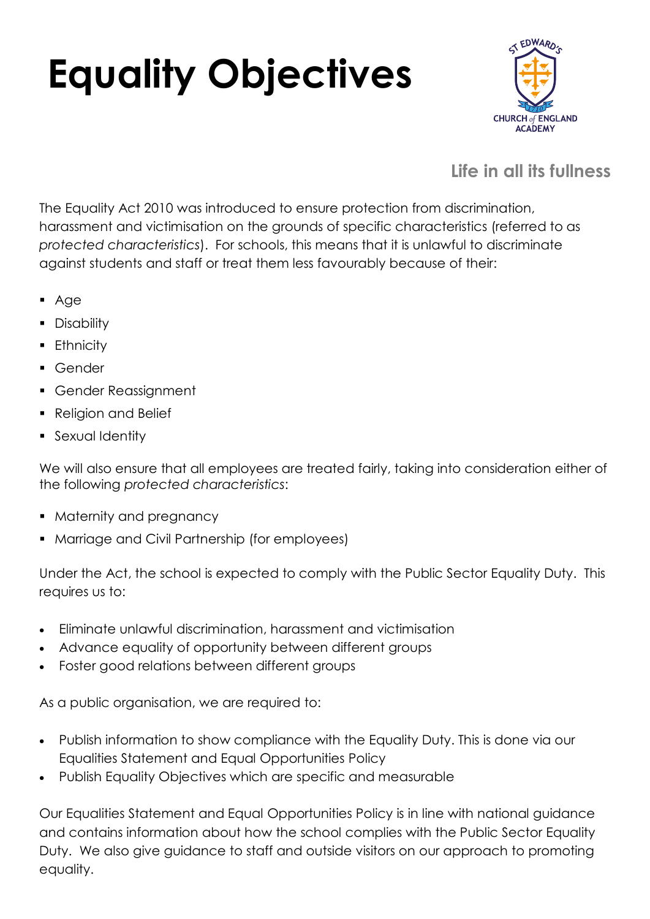# Equality Objectives

ST EDWARD'S CHURCH of ENGLAND ACADEMY

**Life in all its fullness**

The Equality Act 2010 was introduced to ensure protection from discrimination, harassment and victimisation on the grounds of specific characteristics (referred to as *protected characteristics*). For schools, this means that it is unlawful to discriminate against students and staff or treat them less favourably because of their:

- Age
- Disability
- Ethnicity
- Gender
- Gender Reassignment
- Religion and Belief
- Sexual Identity

We will also ensure that all employees are treated fairly, taking into consideration either of the following *protected characteristics*:

- Maternity and pregnancy
- Marriage and Civil Partnership (for employees)

Under the Act, the school is expected to comply with the Public Sector Equality Duty. This requires us to:

- Eliminate unlawful discrimination, harassment and victimisation
- Advance equality of opportunity between different groups
- Foster good relations between different groups

As a public organisation, we are required to:

- Publish information to show compliance with the Equality Duty. This is done via our Equalities Statement and Equal Opportunities Policy
- Publish Equality Objectives which are specific and measurable

Our Equalities Statement and Equal Opportunities Policy is in line with national guidance and contains information about how the school complies with the Public Sector Equality Duty. We also give guidance to staff and outside visitors on our approach to promoting equality.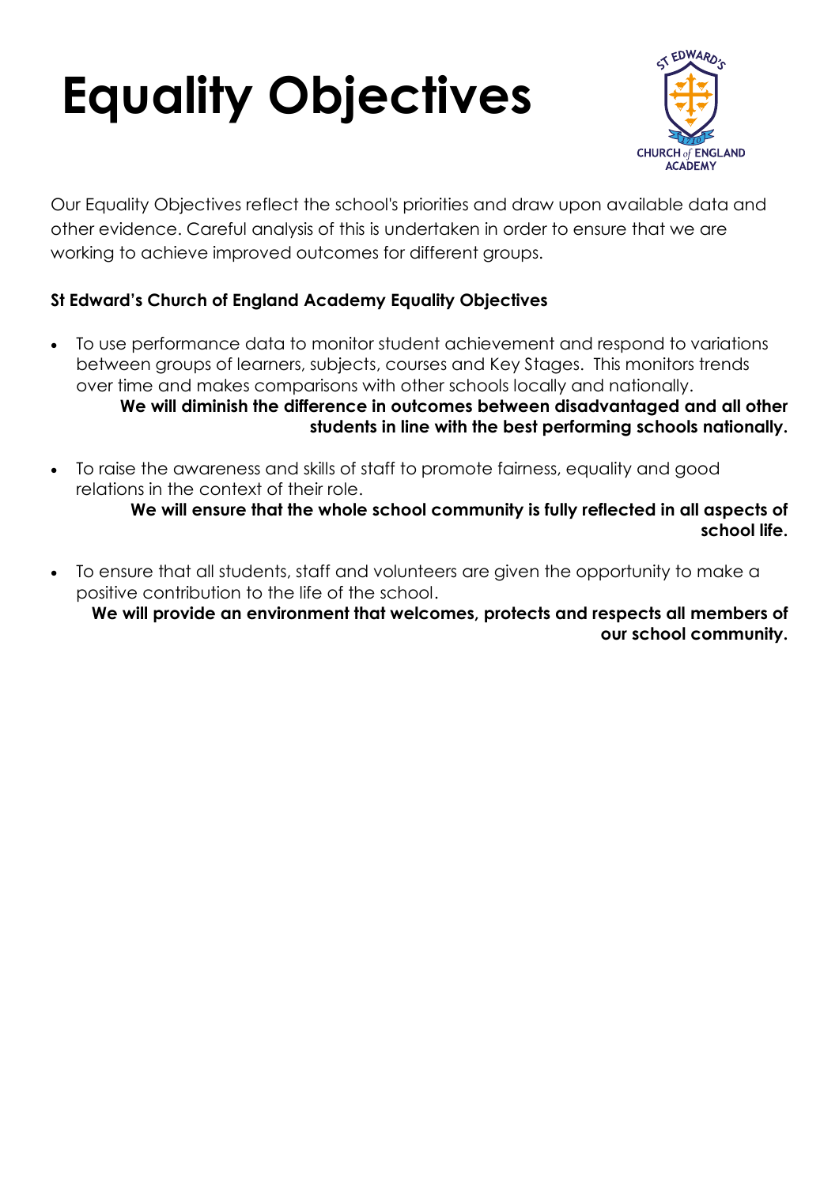# Equality Objectives

Our Equality Objectives reflect the school's priorities and draw upon available data and other evidence. Careful analysis of this is undertaken in order to ensure that we are working to achieve improved outcomes for different groups.

**St Edward's Church of England Academy Equality Objectives**

- To use performance data to monitor student achievement and respond to variations between groups of learners, subjects, courses and Key Stages. This monitors trends over time and makes comparisons with other schools locally and nationally.
  **We will diminish the difference in outcomes between disadvantaged and all other students in line with the best performing schools nationally.**

- To raise the awareness and skills of staff to promote fairness, equality and good relations in the context of their role.
  **We will ensure that the whole school community is fully reflected in all aspects of school life.**

- To ensure that all students, staff and volunteers are given the opportunity to make a positive contribution to the life of the school.
  **We will provide an environment that welcomes, protects and respects all members of our school community.**